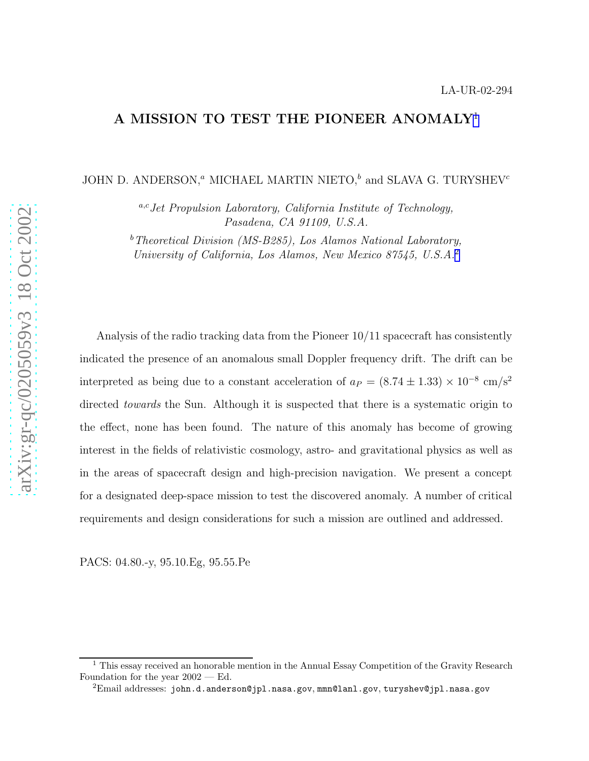LA-UR-02-294

# A MISSION TO TEST THE PIONEER ANOMALY[1]

JOHN D. ANDERSON,[a] MICHAEL MARTIN NIETO,[b] and SLAVA G. TURYSHEV[c]

[a,c] *Jet Propulsion Laboratory, California Institute of Technology, Pasadena, CA 91109, U.S.A.*

[b] *Theoretical Division (MS-B285), Los Alamos National Laboratory, University of California, Los Alamos, New Mexico 87545, U.S.A.*[2]

Analysis of the radio tracking data from the Pioneer 10/11 spacecraft has consistently indicated the presence of an anomalous small Doppler frequency drift. The drift can be interpreted as being due to a constant acceleration of $a_P = (8.74 \pm 1.33) \times 10^{-8}$ cm/s$^2$ directed *towards* the Sun. Although it is suspected that there is a systematic origin to the effect, none has been found. The nature of this anomaly has become of growing interest in the fields of relativistic cosmology, astro- and gravitational physics as well as in the areas of spacecraft design and high-precision navigation. We present a concept for a designated deep-space mission to test the discovered anomaly. A number of critical requirements and design considerations for such a mission are outlined and addressed.

PACS: 04.80.-y, 95.10.Eg, 95.55.Pe

---

[1] This essay received an honorable mention in the Annual Essay Competition of the Gravity Research Foundation for the year 2002 — Ed.

[2] Email addresses: `john.d.anderson@jpl.nasa.gov`, `mmn@lanl.gov`, `turyshev@jpl.nasa.gov`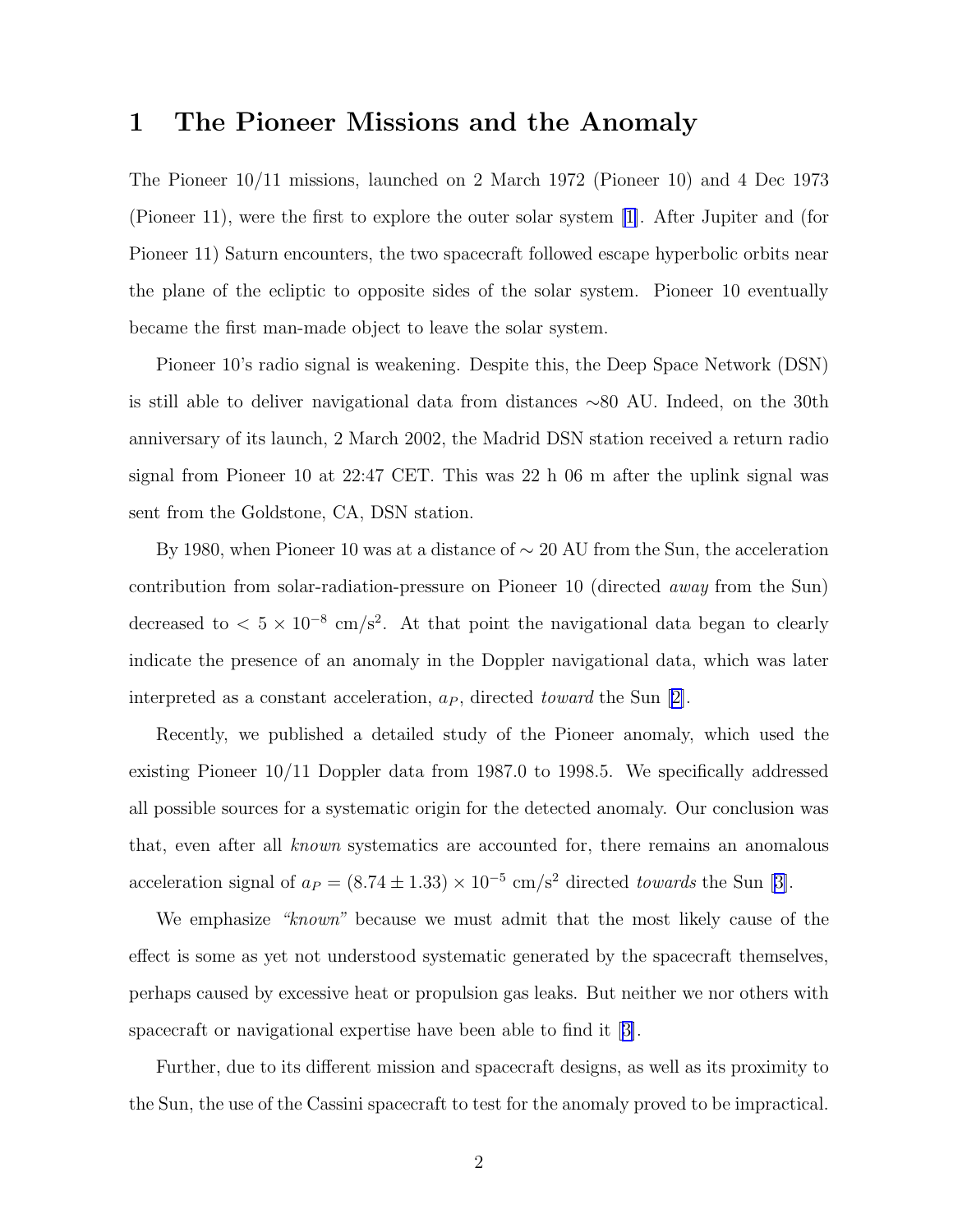# 1 The Pioneer Missions and the Anomaly

The Pioneer 10/11 missions, launched on 2 March 1972 (Pioneer 10) and 4 Dec 1973 (Pioneer 11), were the first to explore the outer solar system [1]. After Jupiter and (for Pioneer 11) Saturn encounters, the two spacecraft followed escape hyperbolic orbits near the plane of the ecliptic to opposite sides of the solar system. Pioneer 10 eventually became the first man-made object to leave the solar system.

Pioneer 10's radio signal is weakening. Despite this, the Deep Space Network (DSN) is still able to deliver navigational data from distances $\sim$80 AU. Indeed, on the 30th anniversary of its launch, 2 March 2002, the Madrid DSN station received a return radio signal from Pioneer 10 at 22:47 CET. This was 22 h 06 m after the uplink signal was sent from the Goldstone, CA, DSN station.

By 1980, when Pioneer 10 was at a distance of $\sim 20$ AU from the Sun, the acceleration contribution from solar-radiation-pressure on Pioneer 10 (directed *away* from the Sun) decreased to $< 5 \times 10^{-8}$ cm/s$^2$. At that point the navigational data began to clearly indicate the presence of an anomaly in the Doppler navigational data, which was later interpreted as a constant acceleration, $a_P$, directed *toward* the Sun [2].

Recently, we published a detailed study of the Pioneer anomaly, which used the existing Pioneer 10/11 Doppler data from 1987.0 to 1998.5. We specifically addressed all possible sources for a systematic origin for the detected anomaly. Our conclusion was that, even after all *known* systematics are accounted for, there remains an anomalous acceleration signal of $a_P = (8.74 \pm 1.33) \times 10^{-5}$ cm/s$^2$ directed *towards* the Sun [3].

We emphasize *"known"* because we must admit that the most likely cause of the effect is some as yet not understood systematic generated by the spacecraft themselves, perhaps caused by excessive heat or propulsion gas leaks. But neither we nor others with spacecraft or navigational expertise have been able to find it [3].

Further, due to its different mission and spacecraft designs, as well as its proximity to the Sun, the use of the Cassini spacecraft to test for the anomaly proved to be impractical.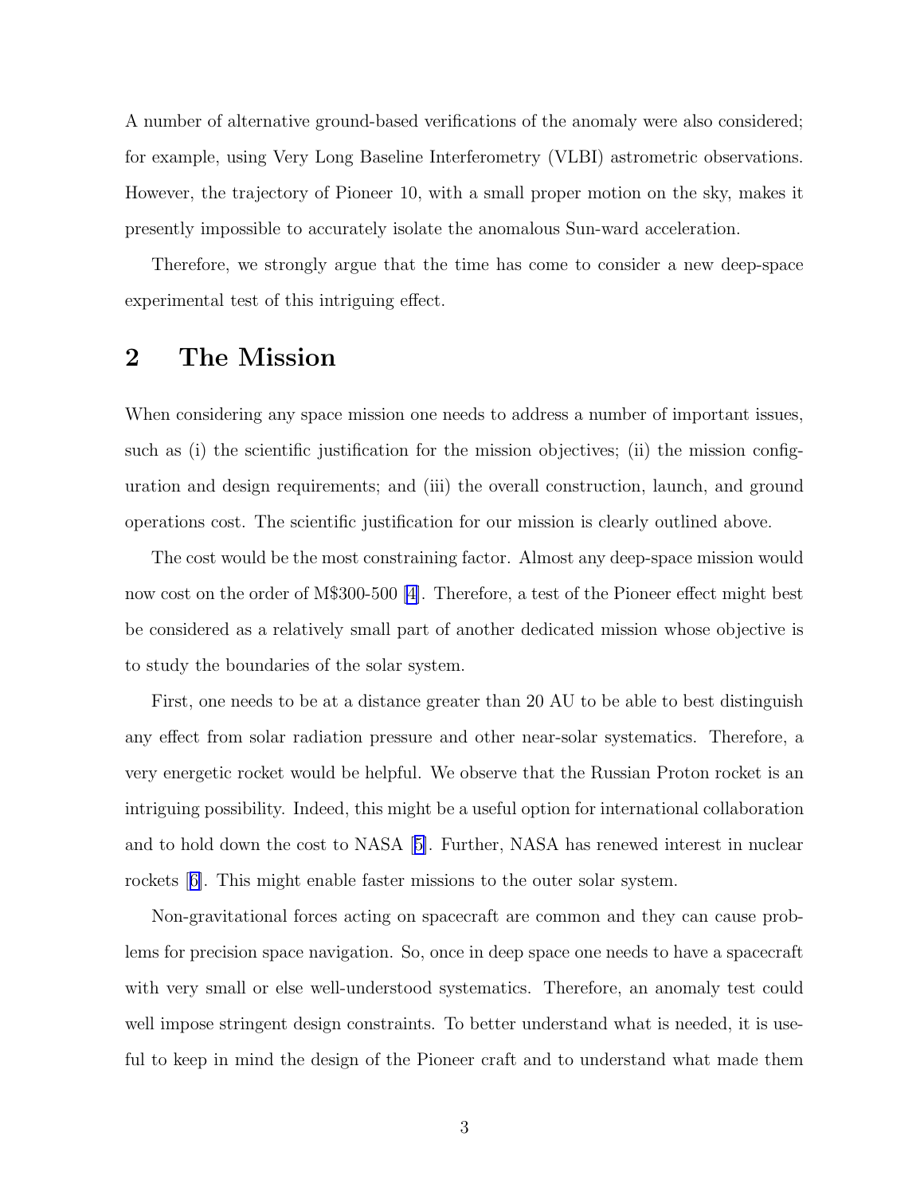A number of alternative ground-based verifications of the anomaly were also considered; for example, using Very Long Baseline Interferometry (VLBI) astrometric observations. However, the trajectory of Pioneer 10, with a small proper motion on the sky, makes it presently impossible to accurately isolate the anomalous Sun-ward acceleration.

Therefore, we strongly argue that the time has come to consider a new deep-space experimental test of this intriguing effect.

## 2 The Mission

When considering any space mission one needs to address a number of important issues, such as (i) the scientific justification for the mission objectives; (ii) the mission configuration and design requirements; and (iii) the overall construction, launch, and ground operations cost. The scientific justification for our mission is clearly outlined above.

The cost would be the most constraining factor. Almost any deep-space mission would now cost on the order of M$300-500 [4]. Therefore, a test of the Pioneer effect might best be considered as a relatively small part of another dedicated mission whose objective is to study the boundaries of the solar system.

First, one needs to be at a distance greater than 20 AU to be able to best distinguish any effect from solar radiation pressure and other near-solar systematics. Therefore, a very energetic rocket would be helpful. We observe that the Russian Proton rocket is an intriguing possibility. Indeed, this might be a useful option for international collaboration and to hold down the cost to NASA [5]. Further, NASA has renewed interest in nuclear rockets [6]. This might enable faster missions to the outer solar system.

Non-gravitational forces acting on spacecraft are common and they can cause problems for precision space navigation. So, once in deep space one needs to have a spacecraft with very small or else well-understood systematics. Therefore, an anomaly test could well impose stringent design constraints. To better understand what is needed, it is useful to keep in mind the design of the Pioneer craft and to understand what made them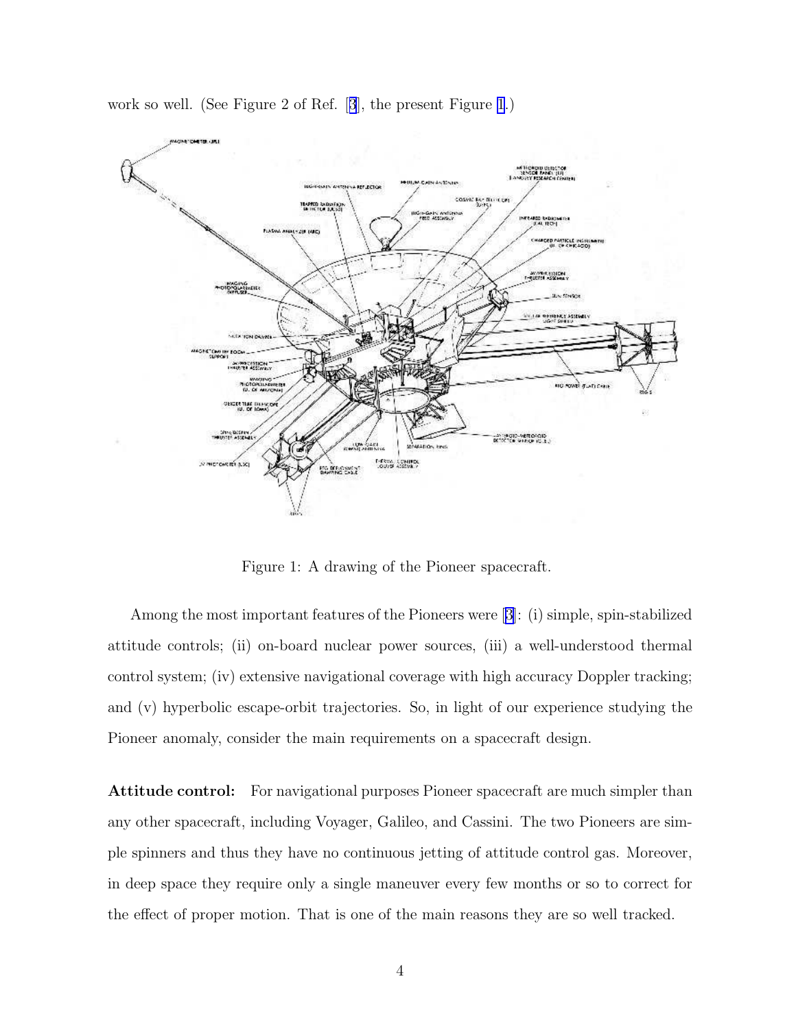work so well. (See Figure 2 of Ref. [3], the present Figure 1.)

Figure 1: A drawing of the Pioneer spacecraft.

Among the most important features of the Pioneers were [3]: (i) simple, spin-stabilized attitude controls; (ii) on-board nuclear power sources, (iii) a well-understood thermal control system; (iv) extensive navigational coverage with high accuracy Doppler tracking; and (v) hyperbolic escape-orbit trajectories. So, in light of our experience studying the Pioneer anomaly, consider the main requirements on a spacecraft design.

**Attitude control:** For navigational purposes Pioneer spacecraft are much simpler than any other spacecraft, including Voyager, Galileo, and Cassini. The two Pioneers are simple spinners and thus they have no continuous jetting of attitude control gas. Moreover, in deep space they require only a single maneuver every few months or so to correct for the effect of proper motion. That is one of the main reasons they are so well tracked.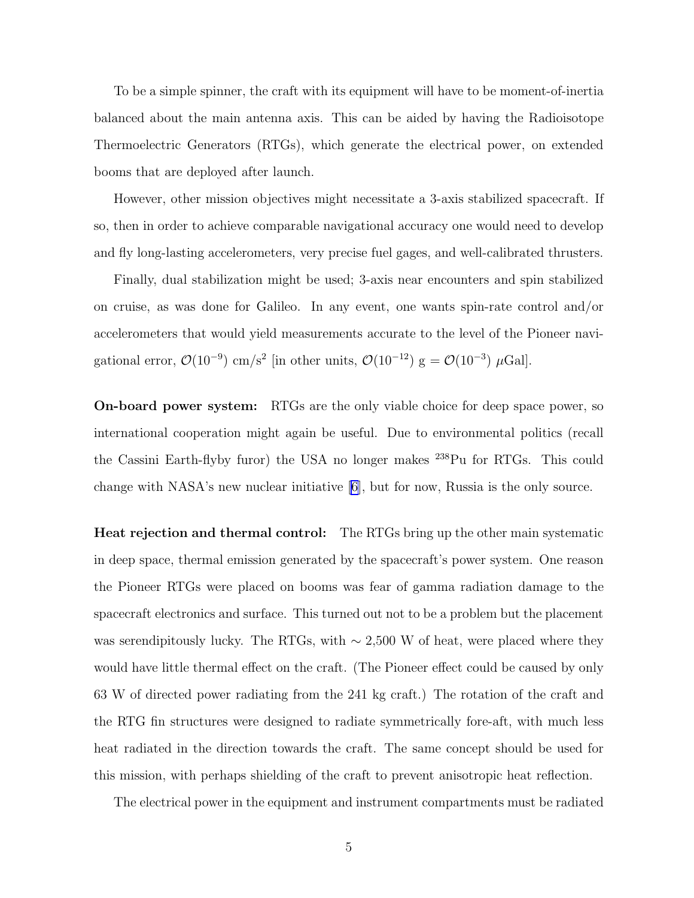To be a simple spinner, the craft with its equipment will have to be moment-of-inertia balanced about the main antenna axis. This can be aided by having the Radioisotope Thermoelectric Generators (RTGs), which generate the electrical power, on extended booms that are deployed after launch.

However, other mission objectives might necessitate a 3-axis stabilized spacecraft. If so, then in order to achieve comparable navigational accuracy one would need to develop and fly long-lasting accelerometers, very precise fuel gages, and well-calibrated thrusters.

Finally, dual stabilization might be used; 3-axis near encounters and spin stabilized on cruise, as was done for Galileo. In any event, one wants spin-rate control and/or accelerometers that would yield measurements accurate to the level of the Pioneer navigational error, $\mathcal{O}(10^{-9})$ cm/s$^2$ [in other units, $\mathcal{O}(10^{-12})$ g = $\mathcal{O}(10^{-3})$ $\mu$Gal].

**On-board power system:** RTGs are the only viable choice for deep space power, so international cooperation might again be useful. Due to environmental politics (recall the Cassini Earth-flyby furor) the USA no longer makes $^{238}$Pu for RTGs. This could change with NASA's new nuclear initiative [6], but for now, Russia is the only source.

**Heat rejection and thermal control:** The RTGs bring up the other main systematic in deep space, thermal emission generated by the spacecraft's power system. One reason the Pioneer RTGs were placed on booms was fear of gamma radiation damage to the spacecraft electronics and surface. This turned out not to be a problem but the placement was serendipitously lucky. The RTGs, with $\sim$ 2,500 W of heat, were placed where they would have little thermal effect on the craft. (The Pioneer effect could be caused by only 63 W of directed power radiating from the 241 kg craft.) The rotation of the craft and the RTG fin structures were designed to radiate symmetrically fore-aft, with much less heat radiated in the direction towards the craft. The same concept should be used for this mission, with perhaps shielding of the craft to prevent anisotropic heat reflection.

The electrical power in the equipment and instrument compartments must be radiated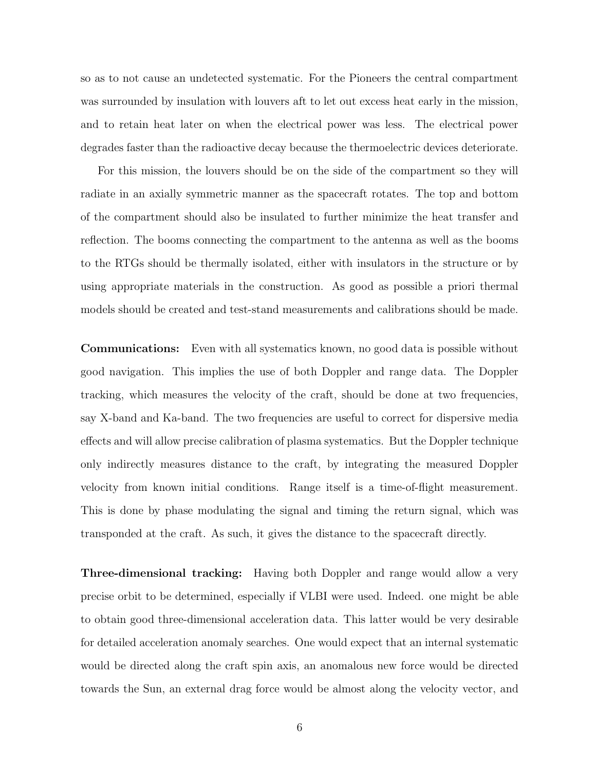so as to not cause an undetected systematic. For the Pioneers the central compartment was surrounded by insulation with louvers aft to let out excess heat early in the mission, and to retain heat later on when the electrical power was less. The electrical power degrades faster than the radioactive decay because the thermoelectric devices deteriorate.

For this mission, the louvers should be on the side of the compartment so they will radiate in an axially symmetric manner as the spacecraft rotates. The top and bottom of the compartment should also be insulated to further minimize the heat transfer and reflection. The booms connecting the compartment to the antenna as well as the booms to the RTGs should be thermally isolated, either with insulators in the structure or by using appropriate materials in the construction. As good as possible a priori thermal models should be created and test-stand measurements and calibrations should be made.

**Communications:** Even with all systematics known, no good data is possible without good navigation. This implies the use of both Doppler and range data. The Doppler tracking, which measures the velocity of the craft, should be done at two frequencies, say X-band and Ka-band. The two frequencies are useful to correct for dispersive media effects and will allow precise calibration of plasma systematics. But the Doppler technique only indirectly measures distance to the craft, by integrating the measured Doppler velocity from known initial conditions. Range itself is a time-of-flight measurement. This is done by phase modulating the signal and timing the return signal, which was transponded at the craft. As such, it gives the distance to the spacecraft directly.

**Three-dimensional tracking:** Having both Doppler and range would allow a very precise orbit to be determined, especially if VLBI were used. Indeed. one might be able to obtain good three-dimensional acceleration data. This latter would be very desirable for detailed acceleration anomaly searches. One would expect that an internal systematic would be directed along the craft spin axis, an anomalous new force would be directed towards the Sun, an external drag force would be almost along the velocity vector, and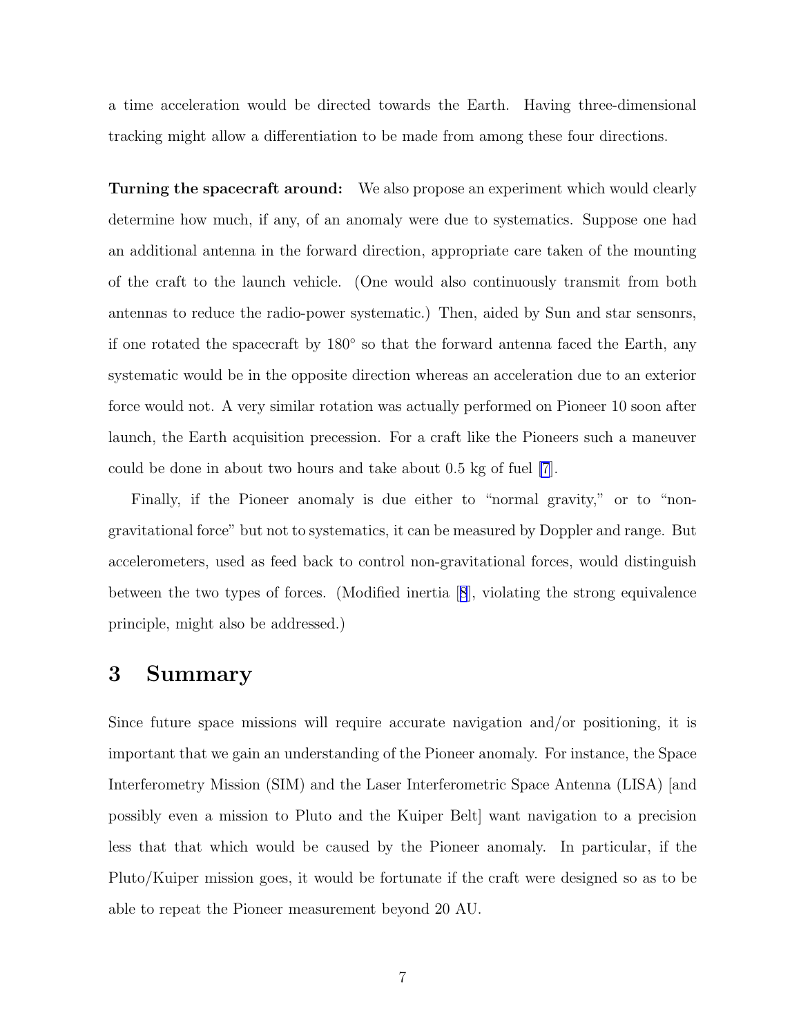a time acceleration would be directed towards the Earth. Having three-dimensional tracking might allow a differentiation to be made from among these four directions.

**Turning the spacecraft around:** We also propose an experiment which would clearly determine how much, if any, of an anomaly were due to systematics. Suppose one had an additional antenna in the forward direction, appropriate care taken of the mounting of the craft to the launch vehicle. (One would also continuously transmit from both antennas to reduce the radio-power systematic.) Then, aided by Sun and star sensonrs, if one rotated the spacecraft by 180° so that the forward antenna faced the Earth, any systematic would be in the opposite direction whereas an acceleration due to an exterior force would not. A very similar rotation was actually performed on Pioneer 10 soon after launch, the Earth acquisition precession. For a craft like the Pioneers such a maneuver could be done in about two hours and take about 0.5 kg of fuel [7].

Finally, if the Pioneer anomaly is due either to "normal gravity," or to "non-gravitational force" but not to systematics, it can be measured by Doppler and range. But accelerometers, used as feed back to control non-gravitational forces, would distinguish between the two types of forces. (Modified inertia [8], violating the strong equivalence principle, might also be addressed.)

## 3 Summary

Since future space missions will require accurate navigation and/or positioning, it is important that we gain an understanding of the Pioneer anomaly. For instance, the Space Interferometry Mission (SIM) and the Laser Interferometric Space Antenna (LISA) [and possibly even a mission to Pluto and the Kuiper Belt] want navigation to a precision less that that which would be caused by the Pioneer anomaly. In particular, if the Pluto/Kuiper mission goes, it would be fortunate if the craft were designed so as to be able to repeat the Pioneer measurement beyond 20 AU.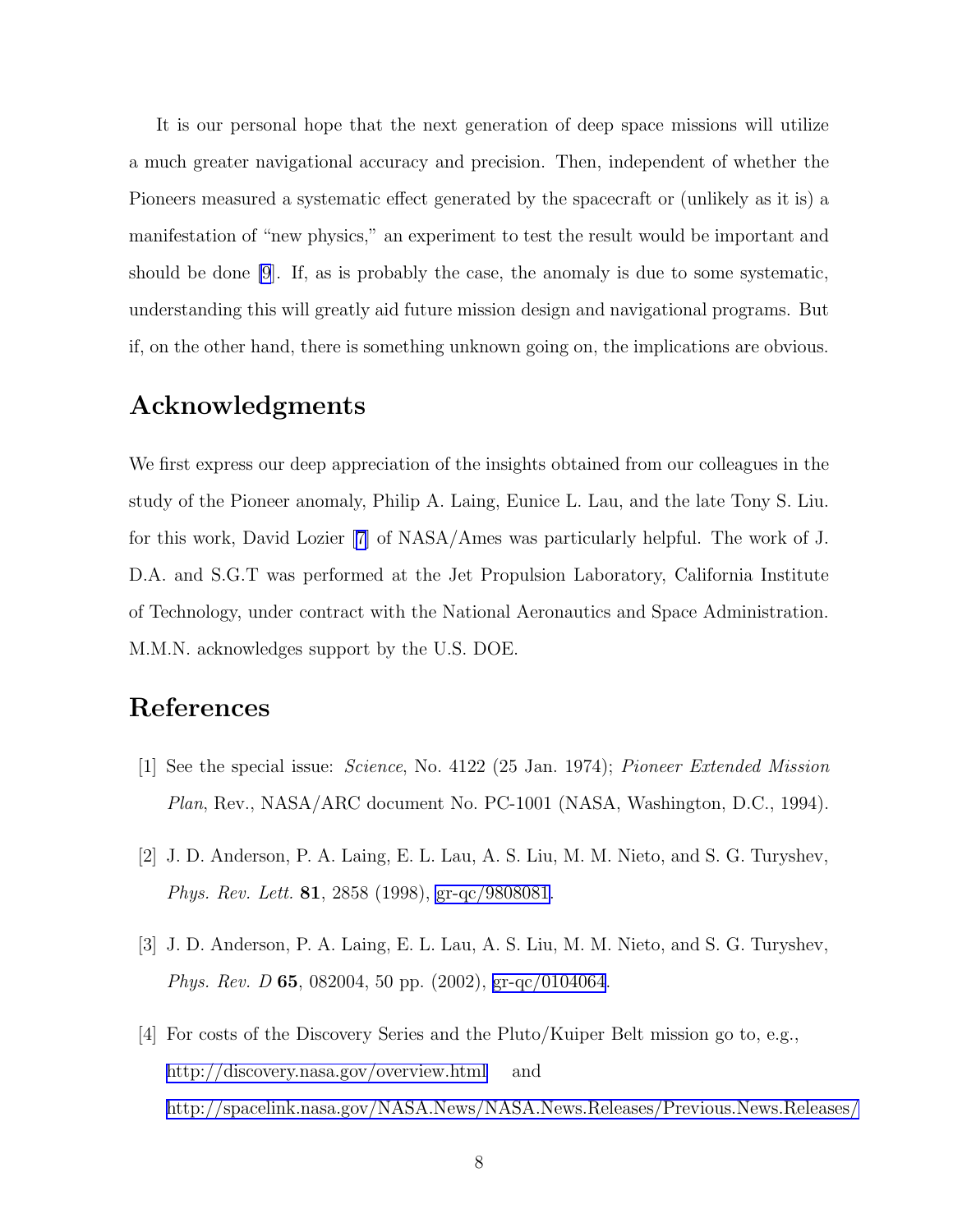It is our personal hope that the next generation of deep space missions will utilize a much greater navigational accuracy and precision. Then, independent of whether the Pioneers measured a systematic effect generated by the spacecraft or (unlikely as it is) a manifestation of "new physics," an experiment to test the result would be important and should be done [9]. If, as is probably the case, the anomaly is due to some systematic, understanding this will greatly aid future mission design and navigational programs. But if, on the other hand, there is something unknown going on, the implications are obvious.

## Acknowledgments

We first express our deep appreciation of the insights obtained from our colleagues in the study of the Pioneer anomaly, Philip A. Laing, Eunice L. Lau, and the late Tony S. Liu. for this work, David Lozier [7] of NASA/Ames was particularly helpful. The work of J. D.A. and S.G.T was performed at the Jet Propulsion Laboratory, California Institute of Technology, under contract with the National Aeronautics and Space Administration. M.M.N. acknowledges support by the U.S. DOE.

## References

[1] See the special issue: *Science*, No. 4122 (25 Jan. 1974); *Pioneer Extended Mission Plan*, Rev., NASA/ARC document No. PC-1001 (NASA, Washington, D.C., 1994).

[2] J. D. Anderson, P. A. Laing, E. L. Lau, A. S. Liu, M. M. Nieto, and S. G. Turyshev, *Phys. Rev. Lett.* **81**, 2858 (1998), gr-qc/9808081.

[3] J. D. Anderson, P. A. Laing, E. L. Lau, A. S. Liu, M. M. Nieto, and S. G. Turyshev, *Phys. Rev. D* **65**, 082004, 50 pp. (2002), gr-qc/0104064.

[4] For costs of the Discovery Series and the Pluto/Kuiper Belt mission go to, e.g., http://discovery.nasa.gov/overview.html and http://spacelink.nasa.gov/NASA.News/NASA.News.Releases/Previous.News.Releases/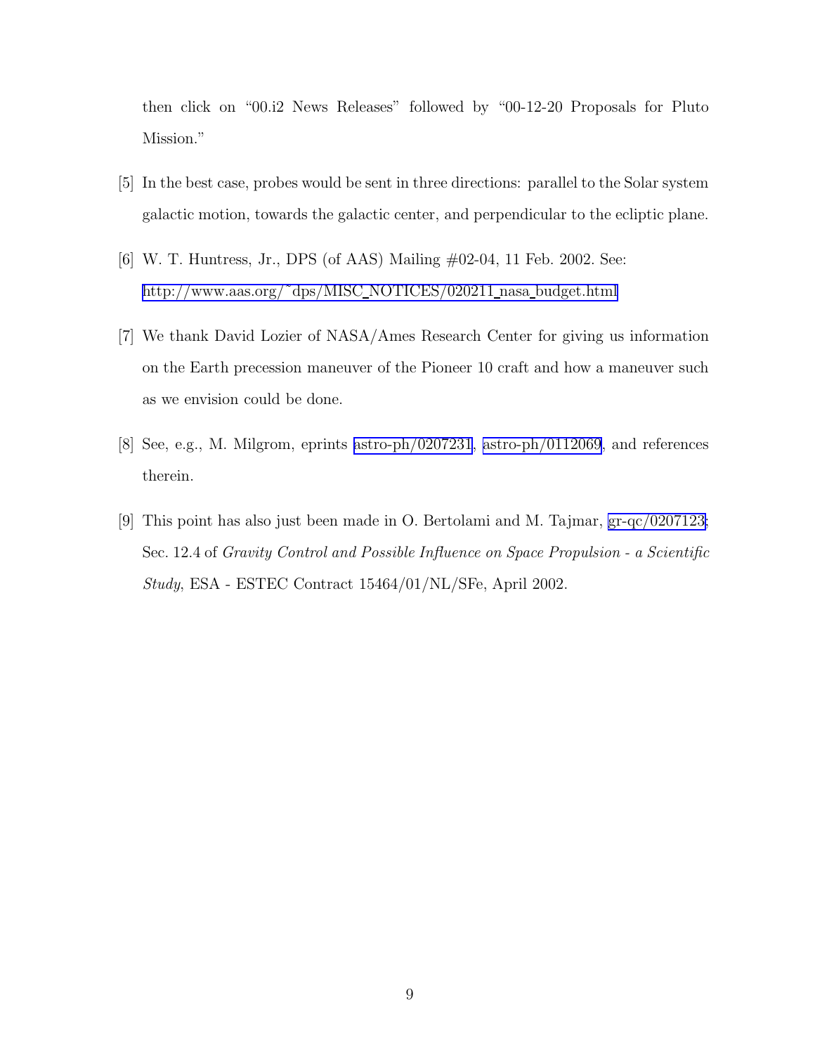then click on "00.i2 News Releases" followed by "00-12-20 Proposals for Pluto Mission."

[5] In the best case, probes would be sent in three directions: parallel to the Solar system galactic motion, towards the galactic center, and perpendicular to the ecliptic plane.

[6] W. T. Huntress, Jr., DPS (of AAS) Mailing #02-04, 11 Feb. 2002. See: http://www.aas.org/~dps/MISC_NOTICES/020211_nasa_budget.html

[7] We thank David Lozier of NASA/Ames Research Center for giving us information on the Earth precession maneuver of the Pioneer 10 craft and how a maneuver such as we envision could be done.

[8] See, e.g., M. Milgrom, eprints astro-ph/0207231, astro-ph/0112069, and references therein.

[9] This point has also just been made in O. Bertolami and M. Tajmar, gr-qc/0207123; Sec. 12.4 of *Gravity Control and Possible Influence on Space Propulsion - a Scientific Study*, ESA - ESTEC Contract 15464/01/NL/SFe, April 2002.